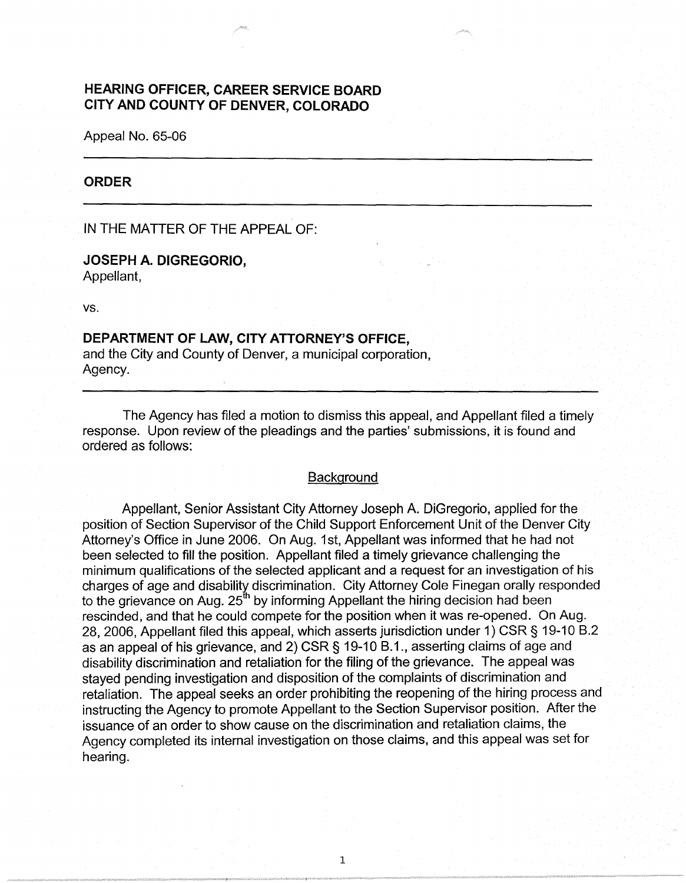**HEARING OFFICER, CAREER SERVICE BOARD**
**CITY AND COUNTY OF DENVER, COLORADO**

Appeal No. 65-06

---

## ORDER

---

IN THE MATTER OF THE APPEAL OF:

**JOSEPH A. DIGREGORIO,**
Appellant,

vs.

**DEPARTMENT OF LAW, CITY ATTORNEY'S OFFICE,**
and the City and County of Denver, a municipal corporation,
Agency.

---

The Agency has filed a motion to dismiss this appeal, and Appellant filed a timely response. Upon review of the pleadings and the parties' submissions, it is found and ordered as follows:

### Background

Appellant, Senior Assistant City Attorney Joseph A. DiGregorio, applied for the position of Section Supervisor of the Child Support Enforcement Unit of the Denver City Attorney's Office in June 2006. On Aug. 1st, Appellant was informed that he had not been selected to fill the position. Appellant filed a timely grievance challenging the minimum qualifications of the selected applicant and a request for an investigation of his charges of age and disability discrimination. City Attorney Cole Finegan orally responded to the grievance on Aug. 25th by informing Appellant the hiring decision had been rescinded, and that he could compete for the position when it was re-opened. On Aug. 28, 2006, Appellant filed this appeal, which asserts jurisdiction under 1) CSR § 19-10 B.2 as an appeal of his grievance, and 2) CSR § 19-10 B.1., asserting claims of age and disability discrimination and retaliation for the filing of the grievance. The appeal was stayed pending investigation and disposition of the complaints of discrimination and retaliation. The appeal seeks an order prohibiting the reopening of the hiring process and instructing the Agency to promote Appellant to the Section Supervisor position. After the issuance of an order to show cause on the discrimination and retaliation claims, the Agency completed its internal investigation on those claims, and this appeal was set for hearing.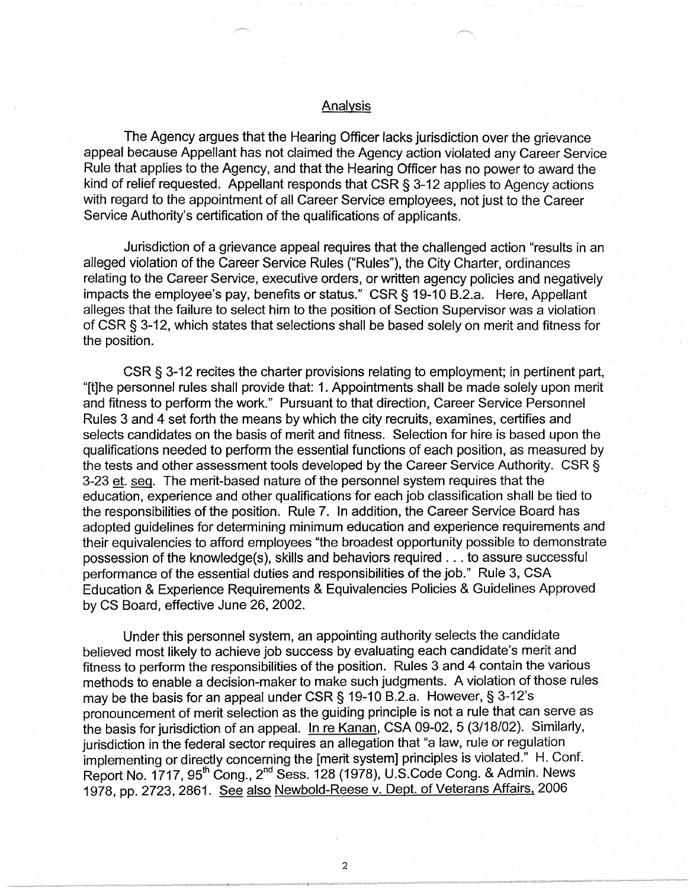## Analysis

The Agency argues that the Hearing Officer lacks jurisdiction over the grievance appeal because Appellant has not claimed the Agency action violated any Career Service Rule that applies to the Agency, and that the Hearing Officer has no power to award the kind of relief requested. Appellant responds that CSR § 3-12 applies to Agency actions with regard to the appointment of all Career Service employees, not just to the Career Service Authority's certification of the qualifications of applicants.

Jurisdiction of a grievance appeal requires that the challenged action "results in an alleged violation of the Career Service Rules ("Rules"), the City Charter, ordinances relating to the Career Service, executive orders, or written agency policies and negatively impacts the employee's pay, benefits or status." CSR § 19-10 B.2.a. Here, Appellant alleges that the failure to select him to the position of Section Supervisor was a violation of CSR § 3-12, which states that selections shall be based solely on merit and fitness for the position.

CSR § 3-12 recites the charter provisions relating to employment; in pertinent part, "[t]he personnel rules shall provide that: 1. Appointments shall be made solely upon merit and fitness to perform the work." Pursuant to that direction, Career Service Personnel Rules 3 and 4 set forth the means by which the city recruits, examines, certifies and selects candidates on the basis of merit and fitness. Selection for hire is based upon the qualifications needed to perform the essential functions of each position, as measured by the tests and other assessment tools developed by the Career Service Authority. CSR § 3-23 <u>et. seq</u>. The merit-based nature of the personnel system requires that the education, experience and other qualifications for each job classification shall be tied to the responsibilities of the position. Rule 7. In addition, the Career Service Board has adopted guidelines for determining minimum education and experience requirements and their equivalencies to afford employees "the broadest opportunity possible to demonstrate possession of the knowledge(s), skills and behaviors required . . . to assure successful performance of the essential duties and responsibilities of the job." Rule 3, CSA Education & Experience Requirements & Equivalencies Policies & Guidelines Approved by CS Board, effective June 26, 2002.

Under this personnel system, an appointing authority selects the candidate believed most likely to achieve job success by evaluating each candidate's merit and fitness to perform the responsibilities of the position. Rules 3 and 4 contain the various methods to enable a decision-maker to make such judgments. A violation of those rules may be the basis for an appeal under CSR § 19-10 B.2.a. However, § 3-12's pronouncement of merit selection as the guiding principle is not a rule that can serve as the basis for jurisdiction of an appeal. <u>In re Kanan</u>, CSA 09-02, 5 (3/18/02). Similarly, jurisdiction in the federal sector requires an allegation that "a law, rule or regulation implementing or directly concerning the [merit system] principles is violated." H. Conf. Report No. 1717, 95th Cong., 2nd Sess. 128 (1978), U.S.Code Cong. & Admin. News 1978, pp. 2723, 2861. <u>See also</u> <u>Newbold-Reese v. Dept. of Veterans Affairs</u>, 2006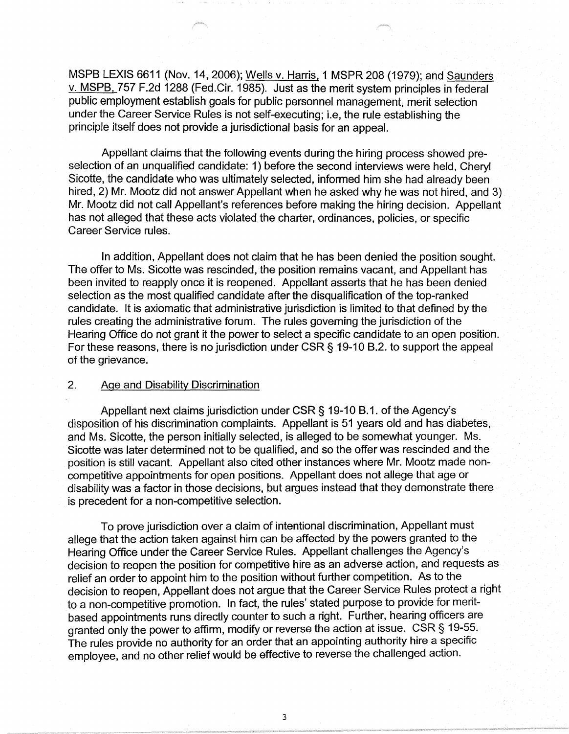MSPB LEXIS 6611 (Nov. 14, 2006); Wells v. Harris, 1 MSPR 208 (1979); and Saunders v. MSPB, 757 F.2d 1288 (Fed.Cir. 1985). Just as the merit system principles in federal public employment establish goals for public personnel management, merit selection under the Career Service Rules is not self-executing; i.e, the rule establishing the principle itself does not provide a jurisdictional basis for an appeal.

Appellant claims that the following events during the hiring process showed pre-selection of an unqualified candidate: 1) before the second interviews were held, Cheryl Sicotte, the candidate who was ultimately selected, informed him she had already been hired, 2) Mr. Mootz did not answer Appellant when he asked why he was not hired, and 3) Mr. Mootz did not call Appellant's references before making the hiring decision. Appellant has not alleged that these acts violated the charter, ordinances, policies, or specific Career Service rules.

In addition, Appellant does not claim that he has been denied the position sought. The offer to Ms. Sicotte was rescinded, the position remains vacant, and Appellant has been invited to reapply once it is reopened. Appellant asserts that he has been denied selection as the most qualified candidate after the disqualification of the top-ranked candidate. It is axiomatic that administrative jurisdiction is limited to that defined by the rules creating the administrative forum. The rules governing the jurisdiction of the Hearing Office do not grant it the power to select a specific candidate to an open position. For these reasons, there is no jurisdiction under CSR § 19-10 B.2. to support the appeal of the grievance.

2. Age and Disability Discrimination

Appellant next claims jurisdiction under CSR § 19-10 B.1. of the Agency's disposition of his discrimination complaints. Appellant is 51 years old and has diabetes, and Ms. Sicotte, the person initially selected, is alleged to be somewhat younger. Ms. Sicotte was later determined not to be qualified, and so the offer was rescinded and the position is still vacant. Appellant also cited other instances where Mr. Mootz made non-competitive appointments for open positions. Appellant does not allege that age or disability was a factor in those decisions, but argues instead that they demonstrate there is precedent for a non-competitive selection.

To prove jurisdiction over a claim of intentional discrimination, Appellant must allege that the action taken against him can be affected by the powers granted to the Hearing Office under the Career Service Rules. Appellant challenges the Agency's decision to reopen the position for competitive hire as an adverse action, and requests as relief an order to appoint him to the position without further competition. As to the decision to reopen, Appellant does not argue that the Career Service Rules protect a right to a non-competitive promotion. In fact, the rules' stated purpose to provide for merit-based appointments runs directly counter to such a right. Further, hearing officers are granted only the power to affirm, modify or reverse the action at issue. CSR § 19-55. The rules provide no authority for an order that an appointing authority hire a specific employee, and no other relief would be effective to reverse the challenged action.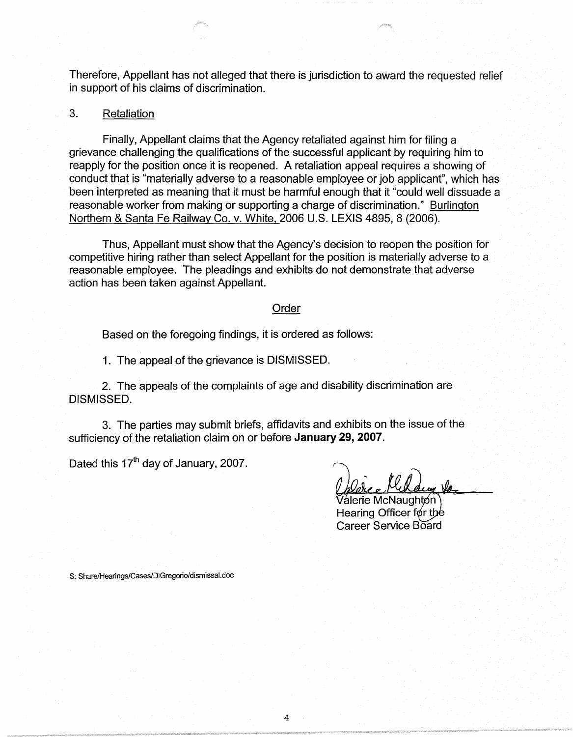Therefore, Appellant has not alleged that there is jurisdiction to award the requested relief in support of his claims of discrimination.

3. Retaliation

Finally, Appellant claims that the Agency retaliated against him for filing a grievance challenging the qualifications of the successful applicant by requiring him to reapply for the position once it is reopened. A retaliation appeal requires a showing of conduct that is "materially adverse to a reasonable employee or job applicant", which has been interpreted as meaning that it must be harmful enough that it "could well dissuade a reasonable worker from making or supporting a charge of discrimination." Burlington Northern & Santa Fe Railway Co. v. White, 2006 U.S. LEXIS 4895, 8 (2006).

Thus, Appellant must show that the Agency's decision to reopen the position for competitive hiring rather than select Appellant for the position is materially adverse to a reasonable employee. The pleadings and exhibits do not demonstrate that adverse action has been taken against Appellant.

## Order

Based on the foregoing findings, it is ordered as follows:

1. The appeal of the grievance is DISMISSED.

2. The appeals of the complaints of age and disability discrimination are DISMISSED.

3. The parties may submit briefs, affidavits and exhibits on the issue of the sufficiency of the retaliation claim on or before **January 29, 2007**.

Dated this 17th day of January, 2007.

Valerie McNaughton
Hearing Officer for the
Career Service Board

S: Share/Hearings/Cases/DiGregorio/dismissal.doc